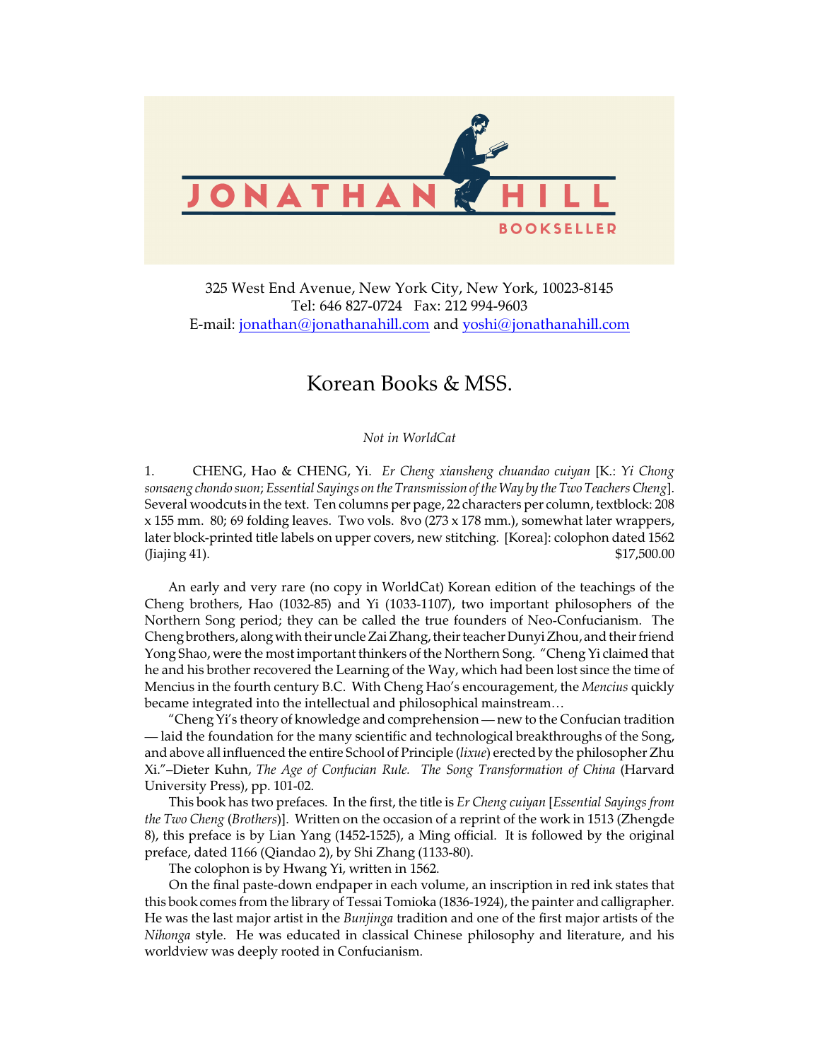JONATHAN HILL BOOKSELLER

325 West End Avenue, New York City, New York, 10023-8145
Tel: 646 827-0724 Fax: 212 994-9603
E-mail: jonathan@jonathanahill.com and yoshi@jonathanahill.com

# Korean Books & MSS.

*Not in WorldCat*

1. CHENG, Hao & CHENG, Yi. *Er Cheng xiansheng chuandao cuiyan* [K.: *Yi Chong sonsaeng chondo suon*; *Essential Sayings on the Transmission of the Way by the Two Teachers Cheng*]. Several woodcuts in the text. Ten columns per page, 22 characters per column, textblock: 208 x 155 mm. 80; 69 folding leaves. Two vols. 8vo (273 x 178 mm.), somewhat later wrappers, later block-printed title labels on upper covers, new stitching. [Korea]: colophon dated 1562 (Jiajing 41). $17,500.00

An early and very rare (no copy in WorldCat) Korean edition of the teachings of the Cheng brothers, Hao (1032-85) and Yi (1033-1107), two important philosophers of the Northern Song period; they can be called the true founders of Neo-Confucianism. The Cheng brothers, along with their uncle Zai Zhang, their teacher Dunyi Zhou, and their friend Yong Shao, were the most important thinkers of the Northern Song. "Cheng Yi claimed that he and his brother recovered the Learning of the Way, which had been lost since the time of Mencius in the fourth century B.C. With Cheng Hao's encouragement, the *Mencius* quickly became integrated into the intellectual and philosophical mainstream…

"Cheng Yi's theory of knowledge and comprehension — new to the Confucian tradition — laid the foundation for the many scientific and technological breakthroughs of the Song, and above all influenced the entire School of Principle (*lixue*) erected by the philosopher Zhu Xi."–Dieter Kuhn, *The Age of Confucian Rule. The Song Transformation of China* (Harvard University Press), pp. 101-02.

This book has two prefaces. In the first, the title is *Er Cheng cuiyan* [*Essential Sayings from the Two Cheng* (*Brothers*)]. Written on the occasion of a reprint of the work in 1513 (Zhengde 8), this preface is by Lian Yang (1452-1525), a Ming official. It is followed by the original preface, dated 1166 (Qiandao 2), by Shi Zhang (1133-80).

The colophon is by Hwang Yi, written in 1562.

On the final paste-down endpaper in each volume, an inscription in red ink states that this book comes from the library of Tessai Tomioka (1836-1924), the painter and calligrapher. He was the last major artist in the *Bunjinga* tradition and one of the first major artists of the *Nihonga* style. He was educated in classical Chinese philosophy and literature, and his worldview was deeply rooted in Confucianism.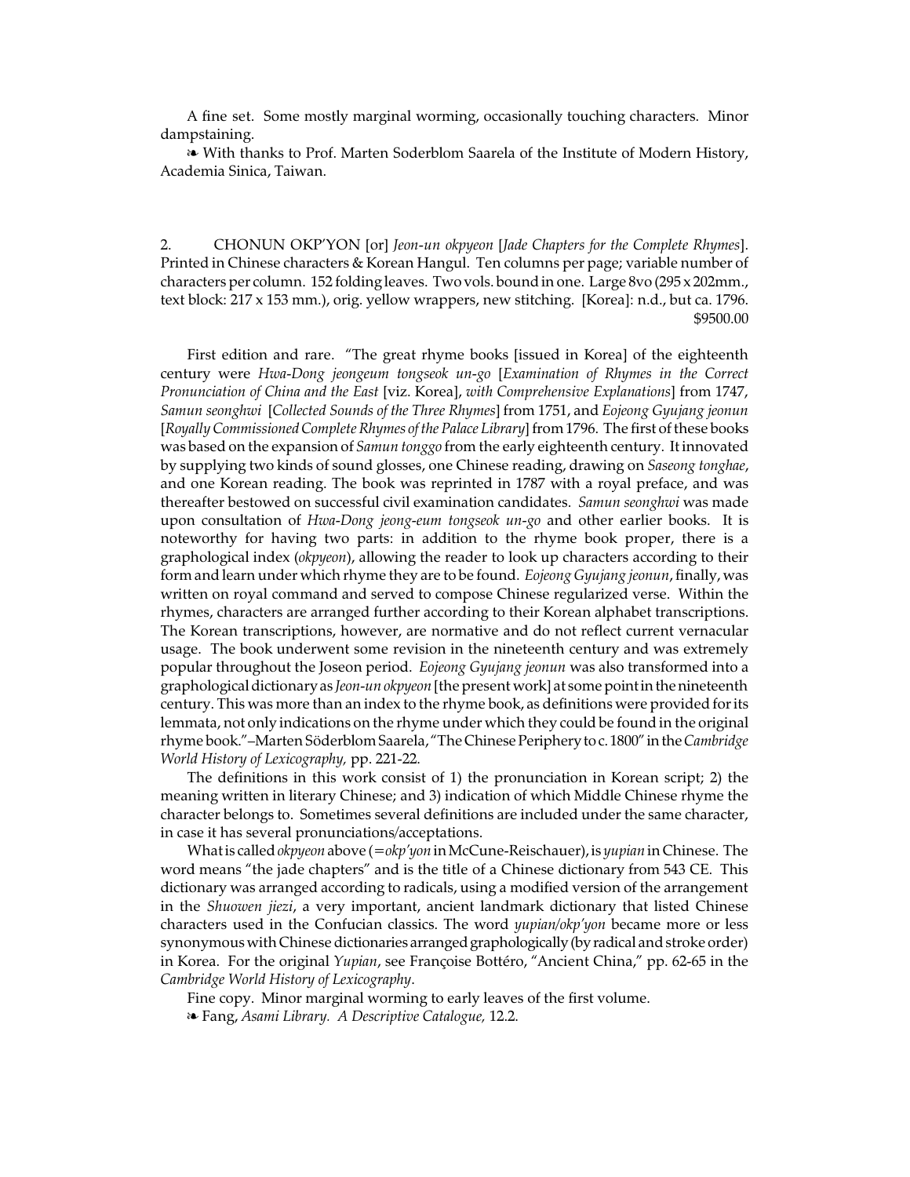A fine set. Some mostly marginal worming, occasionally touching characters. Minor dampstaining.

❧ With thanks to Prof. Marten Soderblom Saarela of the Institute of Modern History, Academia Sinica, Taiwan.

2. CHONUN OKP'YON [or] *Jeon-un okpyeon* [*Jade Chapters for the Complete Rhymes*]. Printed in Chinese characters & Korean Hangul. Ten columns per page; variable number of characters per column. 152 folding leaves. Two vols. bound in one. Large 8vo (295 x 202mm., text block: 217 x 153 mm.), orig. yellow wrappers, new stitching. [Korea]: n.d., but ca. 1796. $9500.00

First edition and rare. "The great rhyme books [issued in Korea] of the eighteenth century were *Hwa-Dong jeongeum tongseok un-go* [*Examination of Rhymes in the Correct Pronunciation of China and the East* [viz. Korea], *with Comprehensive Explanations*] from 1747, *Samun seonghwi* [*Collected Sounds of the Three Rhymes*] from 1751, and *Eojeong Gyujang jeonun* [*Royally Commissioned Complete Rhymes of the Palace Library*] from 1796. The first of these books was based on the expansion of *Samun tonggo* from the early eighteenth century. It innovated by supplying two kinds of sound glosses, one Chinese reading, drawing on *Saseong tonghae*, and one Korean reading. The book was reprinted in 1787 with a royal preface, and was thereafter bestowed on successful civil examination candidates. *Samun seonghwi* was made upon consultation of *Hwa-Dong jeong-eum tongseok un-go* and other earlier books. It is noteworthy for having two parts: in addition to the rhyme book proper, there is a graphological index (*okpyeon*), allowing the reader to look up characters according to their form and learn under which rhyme they are to be found. *Eojeong Gyujang jeonun*, finally, was written on royal command and served to compose Chinese regularized verse. Within the rhymes, characters are arranged further according to their Korean alphabet transcriptions. The Korean transcriptions, however, are normative and do not reflect current vernacular usage. The book underwent some revision in the nineteenth century and was extremely popular throughout the Joseon period. *Eojeong Gyujang jeonun* was also transformed into a graphological dictionary as *Jeon-un okpyeon* [the present work] at some point in the nineteenth century. This was more than an index to the rhyme book, as definitions were provided for its lemmata, not only indications on the rhyme under which they could be found in the original rhyme book."–Marten Söderblom Saarela, "The Chinese Periphery to c. 1800" in the *Cambridge World History of Lexicography,* pp. 221-22.

The definitions in this work consist of 1) the pronunciation in Korean script; 2) the meaning written in literary Chinese; and 3) indication of which Middle Chinese rhyme the character belongs to. Sometimes several definitions are included under the same character, in case it has several pronunciations/acceptations.

What is called *okpyeon* above (=*okp'yon* in McCune-Reischauer), is *yupian* in Chinese. The word means "the jade chapters" and is the title of a Chinese dictionary from 543 CE. This dictionary was arranged according to radicals, using a modified version of the arrangement in the *Shuowen jiezi*, a very important, ancient landmark dictionary that listed Chinese characters used in the Confucian classics. The word *yupian/okp'yon* became more or less synonymous with Chinese dictionaries arranged graphologically (by radical and stroke order) in Korea. For the original *Yupian*, see Françoise Bottéro, "Ancient China," pp. 62-65 in the *Cambridge World History of Lexicography*.

Fine copy. Minor marginal worming to early leaves of the first volume.

❧ Fang, *Asami Library. A Descriptive Catalogue,* 12.2.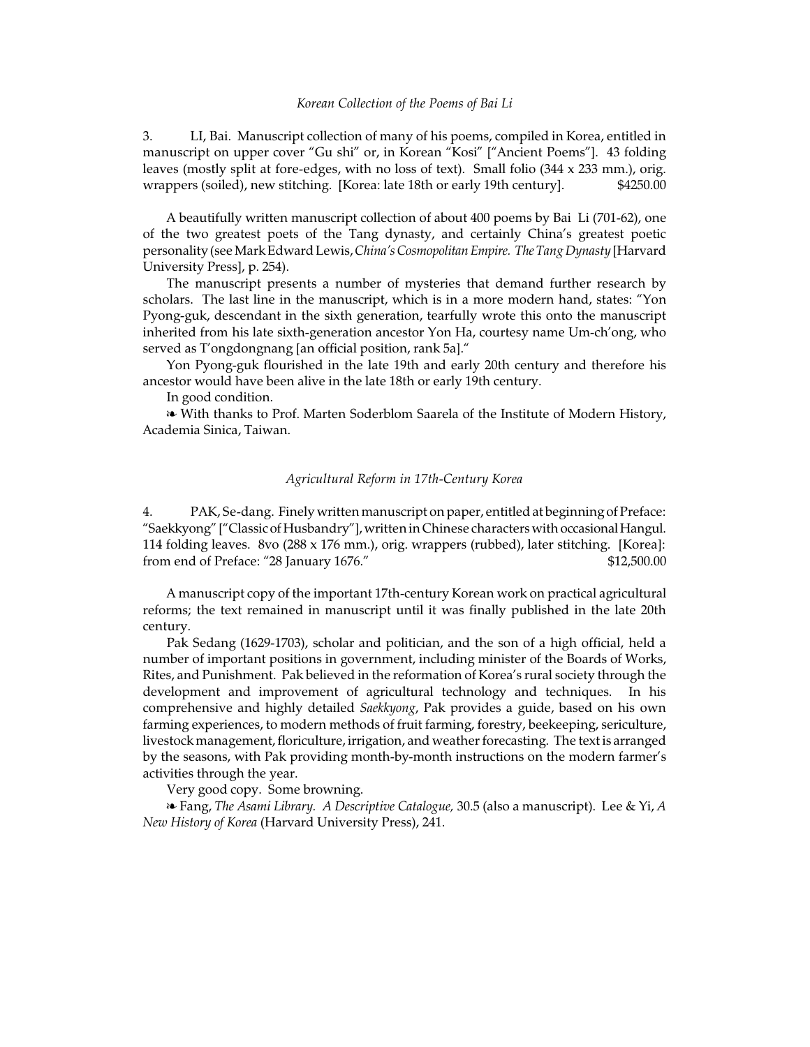*Korean Collection of the Poems of Bai Li*

3. LI, Bai. Manuscript collection of many of his poems, compiled in Korea, entitled in manuscript on upper cover "Gu shi" or, in Korean "Kosi" ["Ancient Poems"]. 43 folding leaves (mostly split at fore-edges, with no loss of text). Small folio (344 x 233 mm.), orig. wrappers (soiled), new stitching. [Korea: late 18th or early 19th century]. $4250.00

A beautifully written manuscript collection of about 400 poems by Bai Li (701-62), one of the two greatest poets of the Tang dynasty, and certainly China's greatest poetic personality (see Mark Edward Lewis, *China's Cosmopolitan Empire. The Tang Dynasty* [Harvard University Press], p. 254).

The manuscript presents a number of mysteries that demand further research by scholars. The last line in the manuscript, which is in a more modern hand, states: "Yon Pyong-guk, descendant in the sixth generation, tearfully wrote this onto the manuscript inherited from his late sixth-generation ancestor Yon Ha, courtesy name Um-ch'ong, who served as T'ongdongnang [an official position, rank 5a]."

Yon Pyong-guk flourished in the late 19th and early 20th century and therefore his ancestor would have been alive in the late 18th or early 19th century.

In good condition.

❧ With thanks to Prof. Marten Soderblom Saarela of the Institute of Modern History, Academia Sinica, Taiwan.

*Agricultural Reform in 17th-Century Korea*

4. PAK, Se-dang. Finely written manuscript on paper, entitled at beginning of Preface: "Saekkyong" ["Classic of Husbandry"], written in Chinese characters with occasional Hangul. 114 folding leaves. 8vo (288 x 176 mm.), orig. wrappers (rubbed), later stitching. [Korea]: from end of Preface: "28 January 1676." $12,500.00

A manuscript copy of the important 17th-century Korean work on practical agricultural reforms; the text remained in manuscript until it was finally published in the late 20th century.

Pak Sedang (1629-1703), scholar and politician, and the son of a high official, held a number of important positions in government, including minister of the Boards of Works, Rites, and Punishment. Pak believed in the reformation of Korea's rural society through the development and improvement of agricultural technology and techniques. In his comprehensive and highly detailed *Saekkyong*, Pak provides a guide, based on his own farming experiences, to modern methods of fruit farming, forestry, beekeeping, sericulture, livestock management, floriculture, irrigation, and weather forecasting. The text is arranged by the seasons, with Pak providing month-by-month instructions on the modern farmer's activities through the year.

Very good copy. Some browning.

❧ Fang, *The Asami Library. A Descriptive Catalogue*, 30.5 (also a manuscript). Lee & Yi, *A New History of Korea* (Harvard University Press), 241.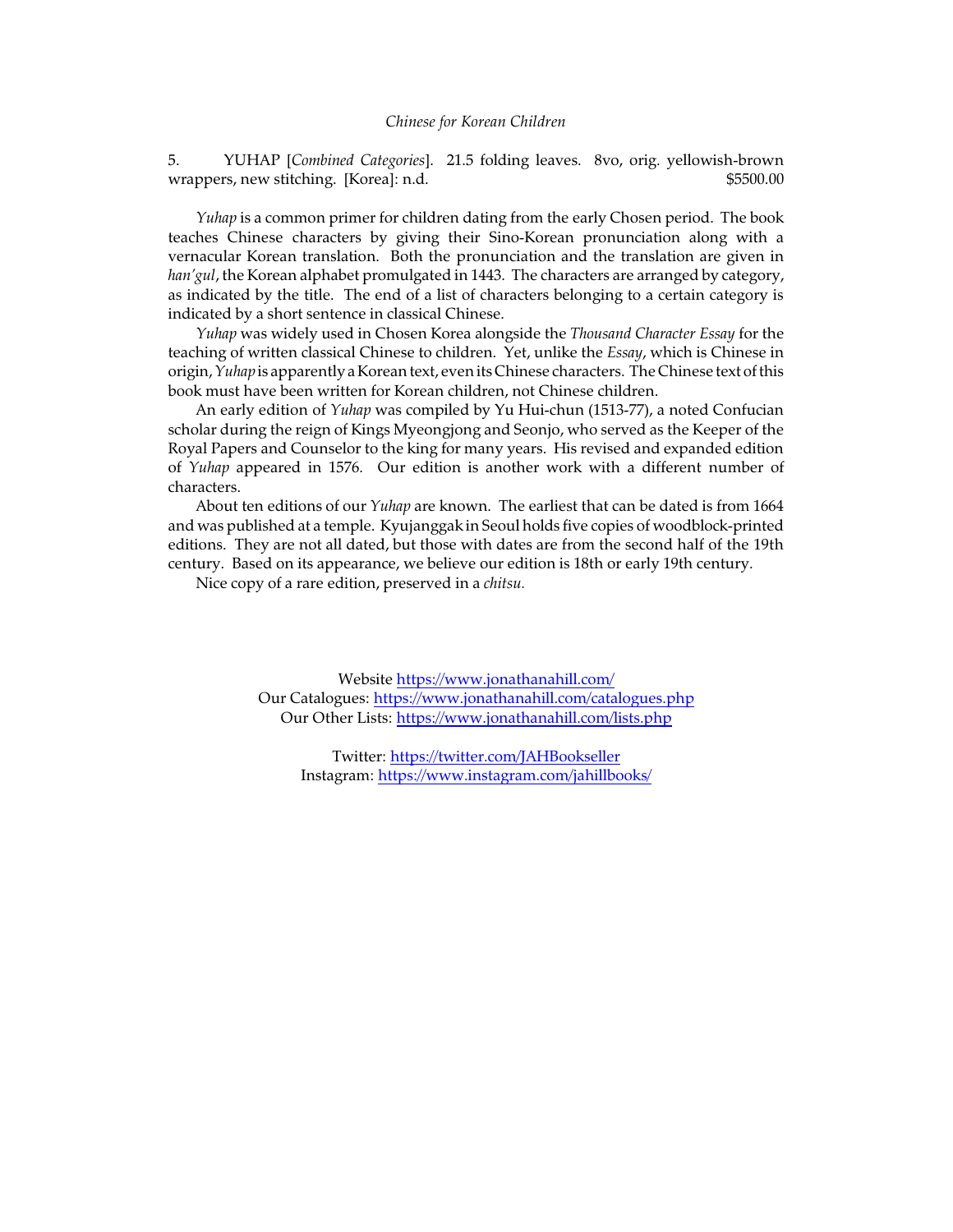## Chinese for Korean Children

5. YUHAP [*Combined Categories*]. 21.5 folding leaves. 8vo, orig. yellowish-brown wrappers, new stitching. [Korea]: n.d. $5500.00

*Yuhap* is a common primer for children dating from the early Chosen period. The book teaches Chinese characters by giving their Sino-Korean pronunciation along with a vernacular Korean translation. Both the pronunciation and the translation are given in *han'gul*, the Korean alphabet promulgated in 1443. The characters are arranged by category, as indicated by the title. The end of a list of characters belonging to a certain category is indicated by a short sentence in classical Chinese.

*Yuhap* was widely used in Chosen Korea alongside the *Thousand Character Essay* for the teaching of written classical Chinese to children. Yet, unlike the *Essay*, which is Chinese in origin, *Yuhap* is apparently a Korean text, even its Chinese characters. The Chinese text of this book must have been written for Korean children, not Chinese children.

An early edition of *Yuhap* was compiled by Yu Hui-chun (1513-77), a noted Confucian scholar during the reign of Kings Myeongjong and Seonjo, who served as the Keeper of the Royal Papers and Counselor to the king for many years. His revised and expanded edition of *Yuhap* appeared in 1576. Our edition is another work with a different number of characters.

About ten editions of our *Yuhap* are known. The earliest that can be dated is from 1664 and was published at a temple. Kyujanggak in Seoul holds five copies of woodblock-printed editions. They are not all dated, but those with dates are from the second half of the 19th century. Based on its appearance, we believe our edition is 18th or early 19th century.

Nice copy of a rare edition, preserved in a *chitsu*.

Website https://www.jonathanahill.com/
Our Catalogues: https://www.jonathanahill.com/catalogues.php
Our Other Lists: https://www.jonathanahill.com/lists.php

Twitter: https://twitter.com/JAHBookseller
Instagram: https://www.instagram.com/jahillbooks/